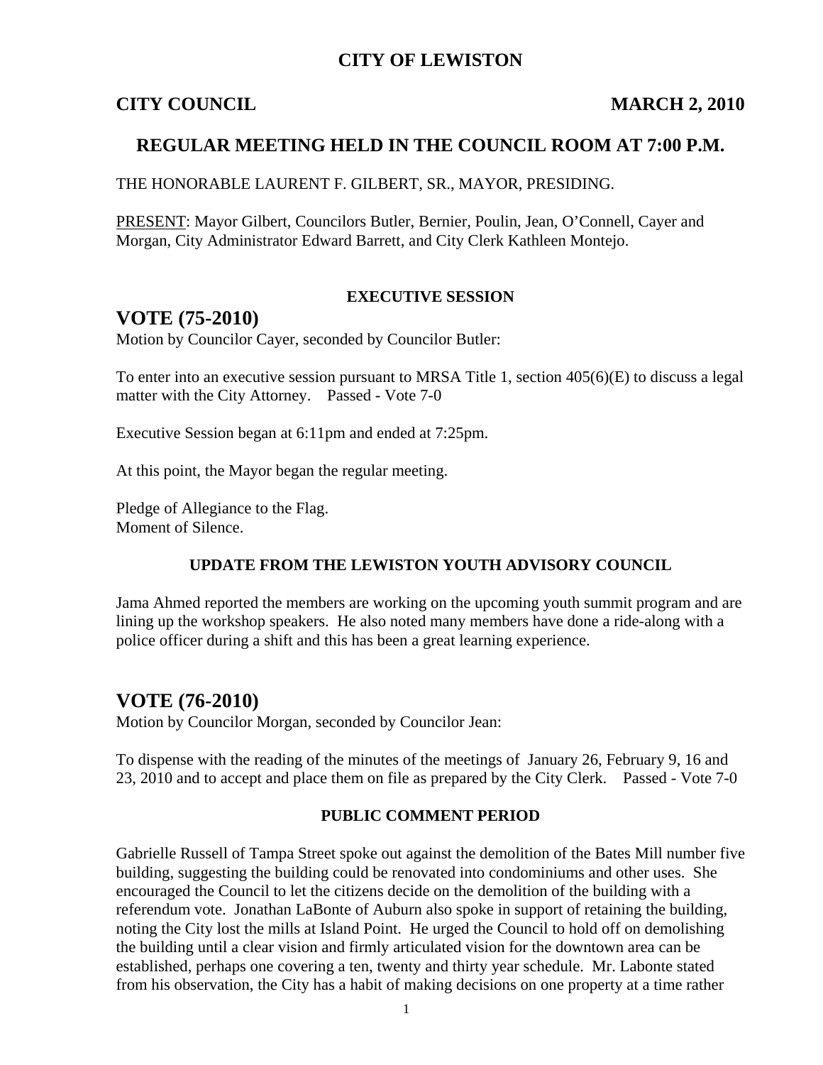# CITY OF LEWISTON

**CITY COUNCIL** **MARCH 2, 2010**

## REGULAR MEETING HELD IN THE COUNCIL ROOM AT 7:00 P.M.

THE HONORABLE LAURENT F. GILBERT, SR., MAYOR, PRESIDING.

PRESENT: Mayor Gilbert, Councilors Butler, Bernier, Poulin, Jean, O'Connell, Cayer and Morgan, City Administrator Edward Barrett, and City Clerk Kathleen Montejo.

### EXECUTIVE SESSION

## VOTE (75-2010)

Motion by Councilor Cayer, seconded by Councilor Butler:

To enter into an executive session pursuant to MRSA Title 1, section 405(6)(E) to discuss a legal matter with the City Attorney. Passed - Vote 7-0

Executive Session began at 6:11pm and ended at 7:25pm.

At this point, the Mayor began the regular meeting.

Pledge of Allegiance to the Flag.
Moment of Silence.

### UPDATE FROM THE LEWISTON YOUTH ADVISORY COUNCIL

Jama Ahmed reported the members are working on the upcoming youth summit program and are lining up the workshop speakers. He also noted many members have done a ride-along with a police officer during a shift and this has been a great learning experience.

## VOTE (76-2010)

Motion by Councilor Morgan, seconded by Councilor Jean:

To dispense with the reading of the minutes of the meetings of January 26, February 9, 16 and 23, 2010 and to accept and place them on file as prepared by the City Clerk. Passed - Vote 7-0

### PUBLIC COMMENT PERIOD

Gabrielle Russell of Tampa Street spoke out against the demolition of the Bates Mill number five building, suggesting the building could be renovated into condominiums and other uses. She encouraged the Council to let the citizens decide on the demolition of the building with a referendum vote. Jonathan LaBonte of Auburn also spoke in support of retaining the building, noting the City lost the mills at Island Point. He urged the Council to hold off on demolishing the building until a clear vision and firmly articulated vision for the downtown area can be established, perhaps one covering a ten, twenty and thirty year schedule. Mr. Labonte stated from his observation, the City has a habit of making decisions on one property at a time rather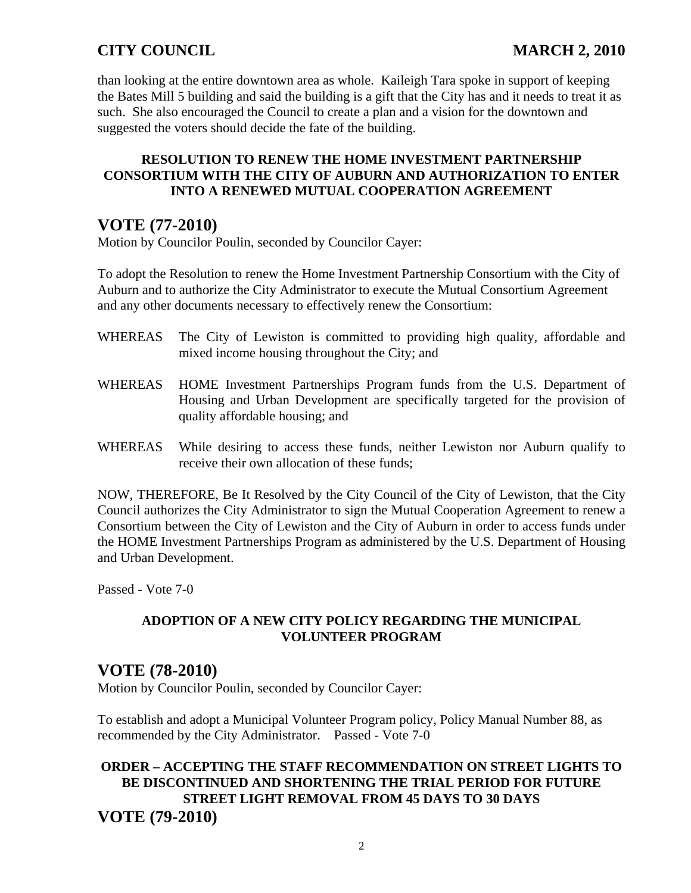than looking at the entire downtown area as whole. Kaileigh Tara spoke in support of keeping the Bates Mill 5 building and said the building is a gift that the City has and it needs to treat it as such. She also encouraged the Council to create a plan and a vision for the downtown and suggested the voters should decide the fate of the building.

**RESOLUTION TO RENEW THE HOME INVESTMENT PARTNERSHIP CONSORTIUM WITH THE CITY OF AUBURN AND AUTHORIZATION TO ENTER INTO A RENEWED MUTUAL COOPERATION AGREEMENT**

## VOTE (77-2010)

Motion by Councilor Poulin, seconded by Councilor Cayer:

To adopt the Resolution to renew the Home Investment Partnership Consortium with the City of Auburn and to authorize the City Administrator to execute the Mutual Consortium Agreement and any other documents necessary to effectively renew the Consortium:

WHEREAS The City of Lewiston is committed to providing high quality, affordable and mixed income housing throughout the City; and

WHEREAS HOME Investment Partnerships Program funds from the U.S. Department of Housing and Urban Development are specifically targeted for the provision of quality affordable housing; and

WHEREAS While desiring to access these funds, neither Lewiston nor Auburn qualify to receive their own allocation of these funds;

NOW, THEREFORE, Be It Resolved by the City Council of the City of Lewiston, that the City Council authorizes the City Administrator to sign the Mutual Cooperation Agreement to renew a Consortium between the City of Lewiston and the City of Auburn in order to access funds under the HOME Investment Partnerships Program as administered by the U.S. Department of Housing and Urban Development.

Passed - Vote 7-0

**ADOPTION OF A NEW CITY POLICY REGARDING THE MUNICIPAL VOLUNTEER PROGRAM**

## VOTE (78-2010)

Motion by Councilor Poulin, seconded by Councilor Cayer:

To establish and adopt a Municipal Volunteer Program policy, Policy Manual Number 88, as recommended by the City Administrator. Passed - Vote 7-0

**ORDER – ACCEPTING THE STAFF RECOMMENDATION ON STREET LIGHTS TO BE DISCONTINUED AND SHORTENING THE TRIAL PERIOD FOR FUTURE STREET LIGHT REMOVAL FROM 45 DAYS TO 30 DAYS**

## VOTE (79-2010)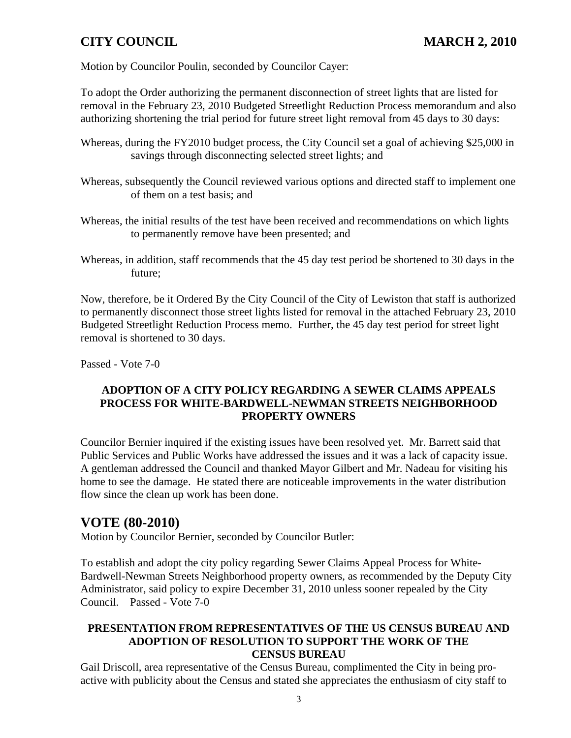Motion by Councilor Poulin, seconded by Councilor Cayer:

To adopt the Order authorizing the permanent disconnection of street lights that are listed for removal in the February 23, 2010 Budgeted Streetlight Reduction Process memorandum and also authorizing shortening the trial period for future street light removal from 45 days to 30 days:

Whereas, during the FY2010 budget process, the City Council set a goal of achieving $25,000 in savings through disconnecting selected street lights; and

Whereas, subsequently the Council reviewed various options and directed staff to implement one of them on a test basis; and

Whereas, the initial results of the test have been received and recommendations on which lights to permanently remove have been presented; and

Whereas, in addition, staff recommends that the 45 day test period be shortened to 30 days in the future;

Now, therefore, be it Ordered By the City Council of the City of Lewiston that staff is authorized to permanently disconnect those street lights listed for removal in the attached February 23, 2010 Budgeted Streetlight Reduction Process memo. Further, the 45 day test period for street light removal is shortened to 30 days.

Passed - Vote 7-0

### ADOPTION OF A CITY POLICY REGARDING A SEWER CLAIMS APPEALS PROCESS FOR WHITE-BARDWELL-NEWMAN STREETS NEIGHBORHOOD PROPERTY OWNERS

Councilor Bernier inquired if the existing issues have been resolved yet. Mr. Barrett said that Public Services and Public Works have addressed the issues and it was a lack of capacity issue. A gentleman addressed the Council and thanked Mayor Gilbert and Mr. Nadeau for visiting his home to see the damage. He stated there are noticeable improvements in the water distribution flow since the clean up work has been done.

## VOTE (80-2010)

Motion by Councilor Bernier, seconded by Councilor Butler:

To establish and adopt the city policy regarding Sewer Claims Appeal Process for White-Bardwell-Newman Streets Neighborhood property owners, as recommended by the Deputy City Administrator, said policy to expire December 31, 2010 unless sooner repealed by the City Council. Passed - Vote 7-0

### PRESENTATION FROM REPRESENTATIVES OF THE US CENSUS BUREAU AND ADOPTION OF RESOLUTION TO SUPPORT THE WORK OF THE CENSUS BUREAU

Gail Driscoll, area representative of the Census Bureau, complimented the City in being pro-active with publicity about the Census and stated she appreciates the enthusiasm of city staff to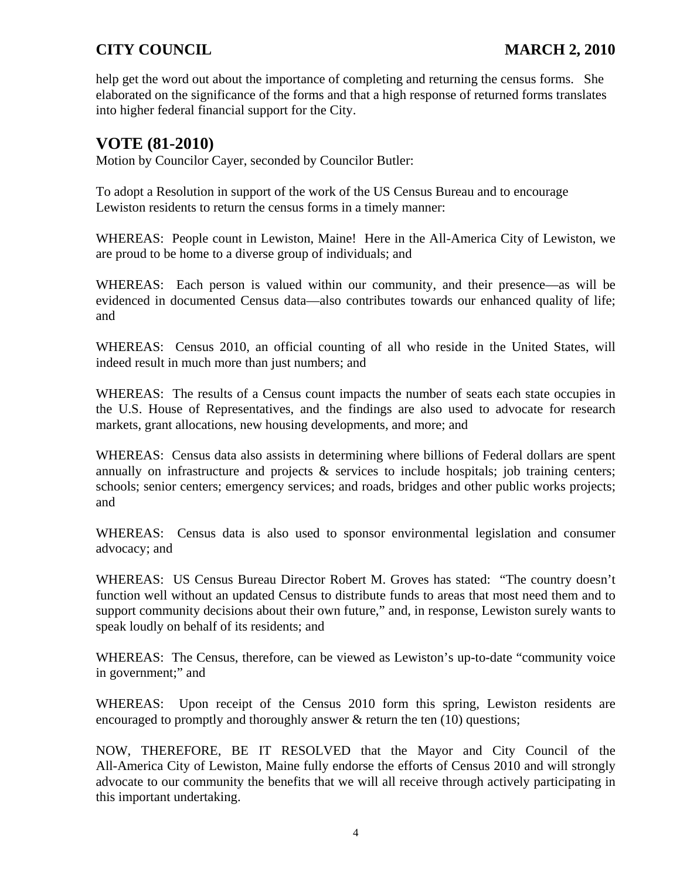help get the word out about the importance of completing and returning the census forms. She elaborated on the significance of the forms and that a high response of returned forms translates into higher federal financial support for the City.

## VOTE (81-2010)

Motion by Councilor Cayer, seconded by Councilor Butler:

To adopt a Resolution in support of the work of the US Census Bureau and to encourage Lewiston residents to return the census forms in a timely manner:

WHEREAS: People count in Lewiston, Maine! Here in the All-America City of Lewiston, we are proud to be home to a diverse group of individuals; and

WHEREAS: Each person is valued within our community, and their presence—as will be evidenced in documented Census data—also contributes towards our enhanced quality of life; and

WHEREAS: Census 2010, an official counting of all who reside in the United States, will indeed result in much more than just numbers; and

WHEREAS: The results of a Census count impacts the number of seats each state occupies in the U.S. House of Representatives, and the findings are also used to advocate for research markets, grant allocations, new housing developments, and more; and

WHEREAS: Census data also assists in determining where billions of Federal dollars are spent annually on infrastructure and projects & services to include hospitals; job training centers; schools; senior centers; emergency services; and roads, bridges and other public works projects; and

WHEREAS: Census data is also used to sponsor environmental legislation and consumer advocacy; and

WHEREAS: US Census Bureau Director Robert M. Groves has stated: "The country doesn't function well without an updated Census to distribute funds to areas that most need them and to support community decisions about their own future," and, in response, Lewiston surely wants to speak loudly on behalf of its residents; and

WHEREAS: The Census, therefore, can be viewed as Lewiston's up-to-date "community voice in government;" and

WHEREAS: Upon receipt of the Census 2010 form this spring, Lewiston residents are encouraged to promptly and thoroughly answer & return the ten (10) questions;

NOW, THEREFORE, BE IT RESOLVED that the Mayor and City Council of the All-America City of Lewiston, Maine fully endorse the efforts of Census 2010 and will strongly advocate to our community the benefits that we will all receive through actively participating in this important undertaking.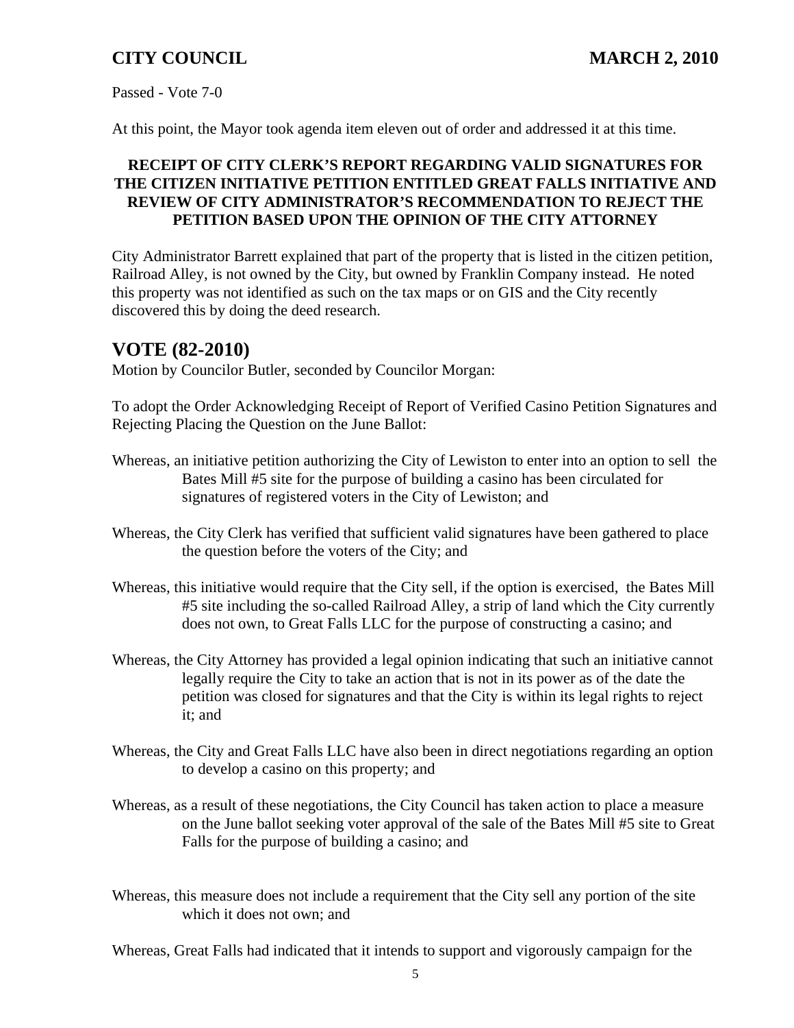Passed - Vote 7-0

At this point, the Mayor took agenda item eleven out of order and addressed it at this time.

**RECEIPT OF CITY CLERK'S REPORT REGARDING VALID SIGNATURES FOR THE CITIZEN INITIATIVE PETITION ENTITLED GREAT FALLS INITIATIVE AND REVIEW OF CITY ADMINISTRATOR'S RECOMMENDATION TO REJECT THE PETITION BASED UPON THE OPINION OF THE CITY ATTORNEY**

City Administrator Barrett explained that part of the property that is listed in the citizen petition, Railroad Alley, is not owned by the City, but owned by Franklin Company instead. He noted this property was not identified as such on the tax maps or on GIS and the City recently discovered this by doing the deed research.

## VOTE (82-2010)

Motion by Councilor Butler, seconded by Councilor Morgan:

To adopt the Order Acknowledging Receipt of Report of Verified Casino Petition Signatures and Rejecting Placing the Question on the June Ballot:

Whereas, an initiative petition authorizing the City of Lewiston to enter into an option to sell the Bates Mill #5 site for the purpose of building a casino has been circulated for signatures of registered voters in the City of Lewiston; and

Whereas, the City Clerk has verified that sufficient valid signatures have been gathered to place the question before the voters of the City; and

Whereas, this initiative would require that the City sell, if the option is exercised, the Bates Mill #5 site including the so-called Railroad Alley, a strip of land which the City currently does not own, to Great Falls LLC for the purpose of constructing a casino; and

Whereas, the City Attorney has provided a legal opinion indicating that such an initiative cannot legally require the City to take an action that is not in its power as of the date the petition was closed for signatures and that the City is within its legal rights to reject it; and

Whereas, the City and Great Falls LLC have also been in direct negotiations regarding an option to develop a casino on this property; and

Whereas, as a result of these negotiations, the City Council has taken action to place a measure on the June ballot seeking voter approval of the sale of the Bates Mill #5 site to Great Falls for the purpose of building a casino; and

Whereas, this measure does not include a requirement that the City sell any portion of the site which it does not own; and

Whereas, Great Falls had indicated that it intends to support and vigorously campaign for the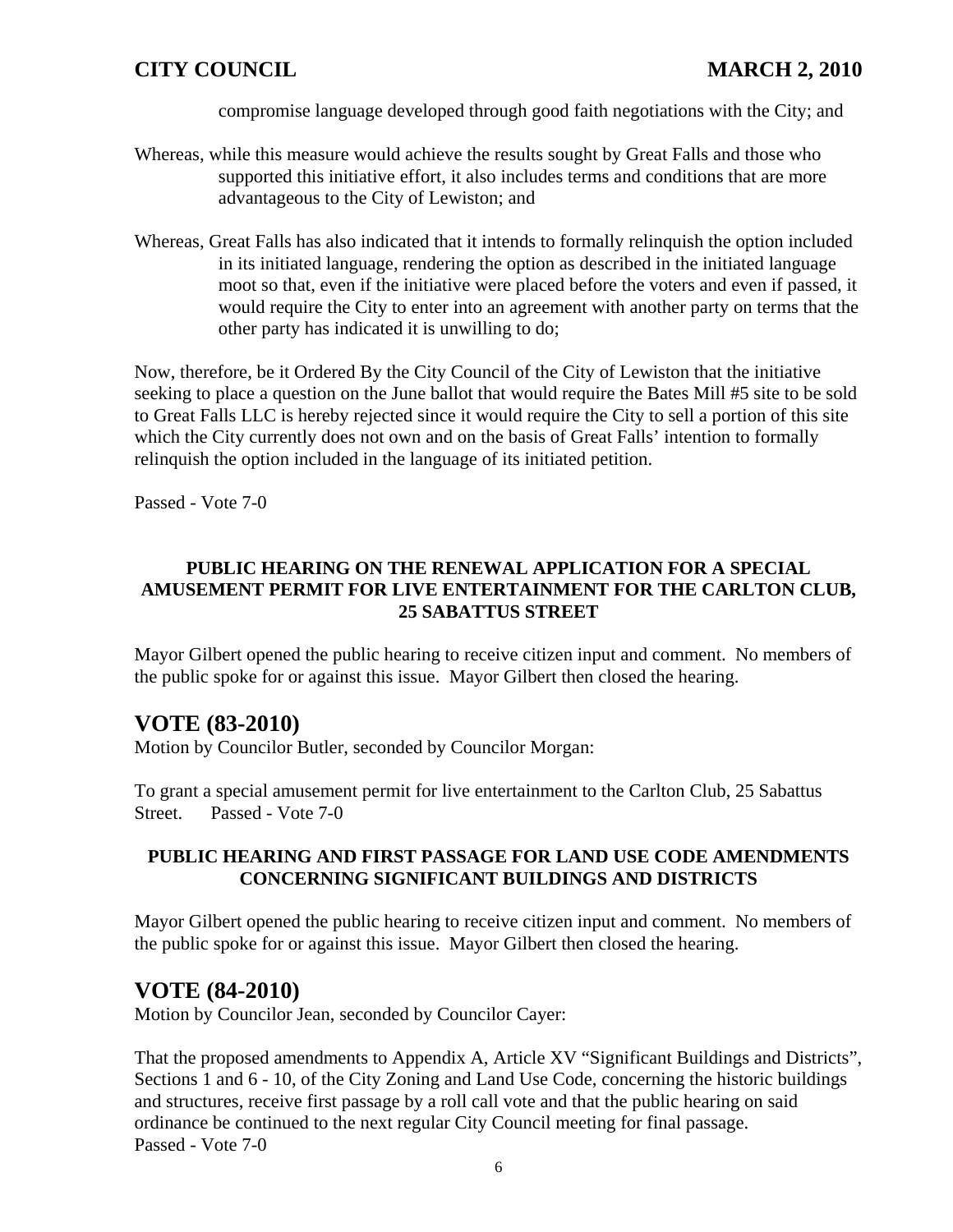compromise language developed through good faith negotiations with the City; and

Whereas, while this measure would achieve the results sought by Great Falls and those who supported this initiative effort, it also includes terms and conditions that are more advantageous to the City of Lewiston; and

Whereas, Great Falls has also indicated that it intends to formally relinquish the option included in its initiated language, rendering the option as described in the initiated language moot so that, even if the initiative were placed before the voters and even if passed, it would require the City to enter into an agreement with another party on terms that the other party has indicated it is unwilling to do;

Now, therefore, be it Ordered By the City Council of the City of Lewiston that the initiative seeking to place a question on the June ballot that would require the Bates Mill #5 site to be sold to Great Falls LLC is hereby rejected since it would require the City to sell a portion of this site which the City currently does not own and on the basis of Great Falls' intention to formally relinquish the option included in the language of its initiated petition.

Passed - Vote 7-0

**PUBLIC HEARING ON THE RENEWAL APPLICATION FOR A SPECIAL AMUSEMENT PERMIT FOR LIVE ENTERTAINMENT FOR THE CARLTON CLUB, 25 SABATTUS STREET**

Mayor Gilbert opened the public hearing to receive citizen input and comment. No members of the public spoke for or against this issue. Mayor Gilbert then closed the hearing.

## VOTE (83-2010)

Motion by Councilor Butler, seconded by Councilor Morgan:

To grant a special amusement permit for live entertainment to the Carlton Club, 25 Sabattus Street. Passed - Vote 7-0

**PUBLIC HEARING AND FIRST PASSAGE FOR LAND USE CODE AMENDMENTS CONCERNING SIGNIFICANT BUILDINGS AND DISTRICTS**

Mayor Gilbert opened the public hearing to receive citizen input and comment. No members of the public spoke for or against this issue. Mayor Gilbert then closed the hearing.

## VOTE (84-2010)

Motion by Councilor Jean, seconded by Councilor Cayer:

That the proposed amendments to Appendix A, Article XV "Significant Buildings and Districts", Sections 1 and 6 - 10, of the City Zoning and Land Use Code, concerning the historic buildings and structures, receive first passage by a roll call vote and that the public hearing on said ordinance be continued to the next regular City Council meeting for final passage.
Passed - Vote 7-0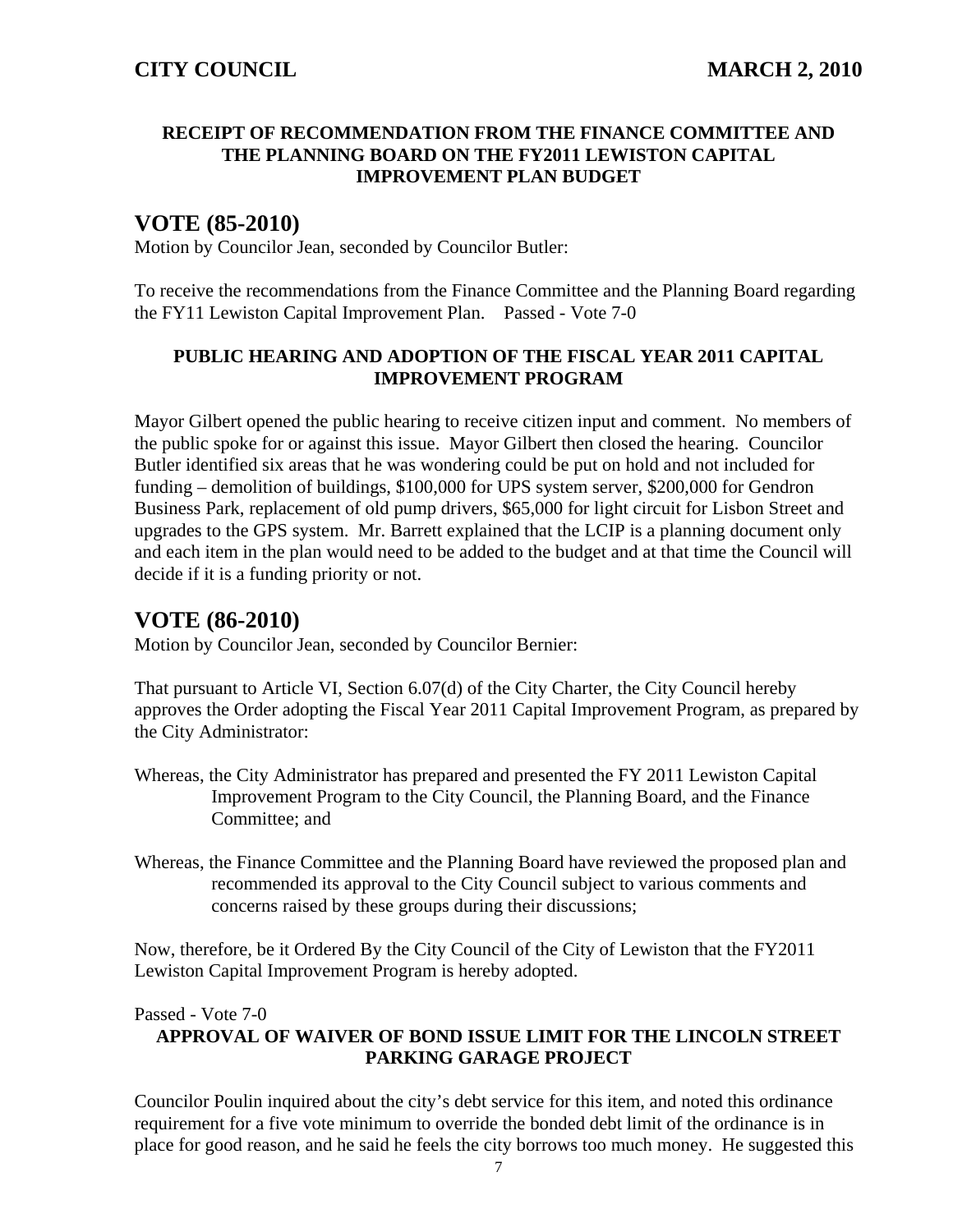**RECEIPT OF RECOMMENDATION FROM THE FINANCE COMMITTEE AND THE PLANNING BOARD ON THE FY2011 LEWISTON CAPITAL IMPROVEMENT PLAN BUDGET**

# VOTE (85-2010)

Motion by Councilor Jean, seconded by Councilor Butler:

To receive the recommendations from the Finance Committee and the Planning Board regarding the FY11 Lewiston Capital Improvement Plan. Passed - Vote 7-0

**PUBLIC HEARING AND ADOPTION OF THE FISCAL YEAR 2011 CAPITAL IMPROVEMENT PROGRAM**

Mayor Gilbert opened the public hearing to receive citizen input and comment. No members of the public spoke for or against this issue. Mayor Gilbert then closed the hearing. Councilor Butler identified six areas that he was wondering could be put on hold and not included for funding – demolition of buildings, $100,000 for UPS system server, $200,000 for Gendron Business Park, replacement of old pump drivers, $65,000 for light circuit for Lisbon Street and upgrades to the GPS system. Mr. Barrett explained that the LCIP is a planning document only and each item in the plan would need to be added to the budget and at that time the Council will decide if it is a funding priority or not.

# VOTE (86-2010)

Motion by Councilor Jean, seconded by Councilor Bernier:

That pursuant to Article VI, Section 6.07(d) of the City Charter, the City Council hereby approves the Order adopting the Fiscal Year 2011 Capital Improvement Program, as prepared by the City Administrator:

Whereas, the City Administrator has prepared and presented the FY 2011 Lewiston Capital Improvement Program to the City Council, the Planning Board, and the Finance Committee; and

Whereas, the Finance Committee and the Planning Board have reviewed the proposed plan and recommended its approval to the City Council subject to various comments and concerns raised by these groups during their discussions;

Now, therefore, be it Ordered By the City Council of the City of Lewiston that the FY2011 Lewiston Capital Improvement Program is hereby adopted.

Passed - Vote 7-0

**APPROVAL OF WAIVER OF BOND ISSUE LIMIT FOR THE LINCOLN STREET PARKING GARAGE PROJECT**

Councilor Poulin inquired about the city's debt service for this item, and noted this ordinance requirement for a five vote minimum to override the bonded debt limit of the ordinance is in place for good reason, and he said he feels the city borrows too much money. He suggested this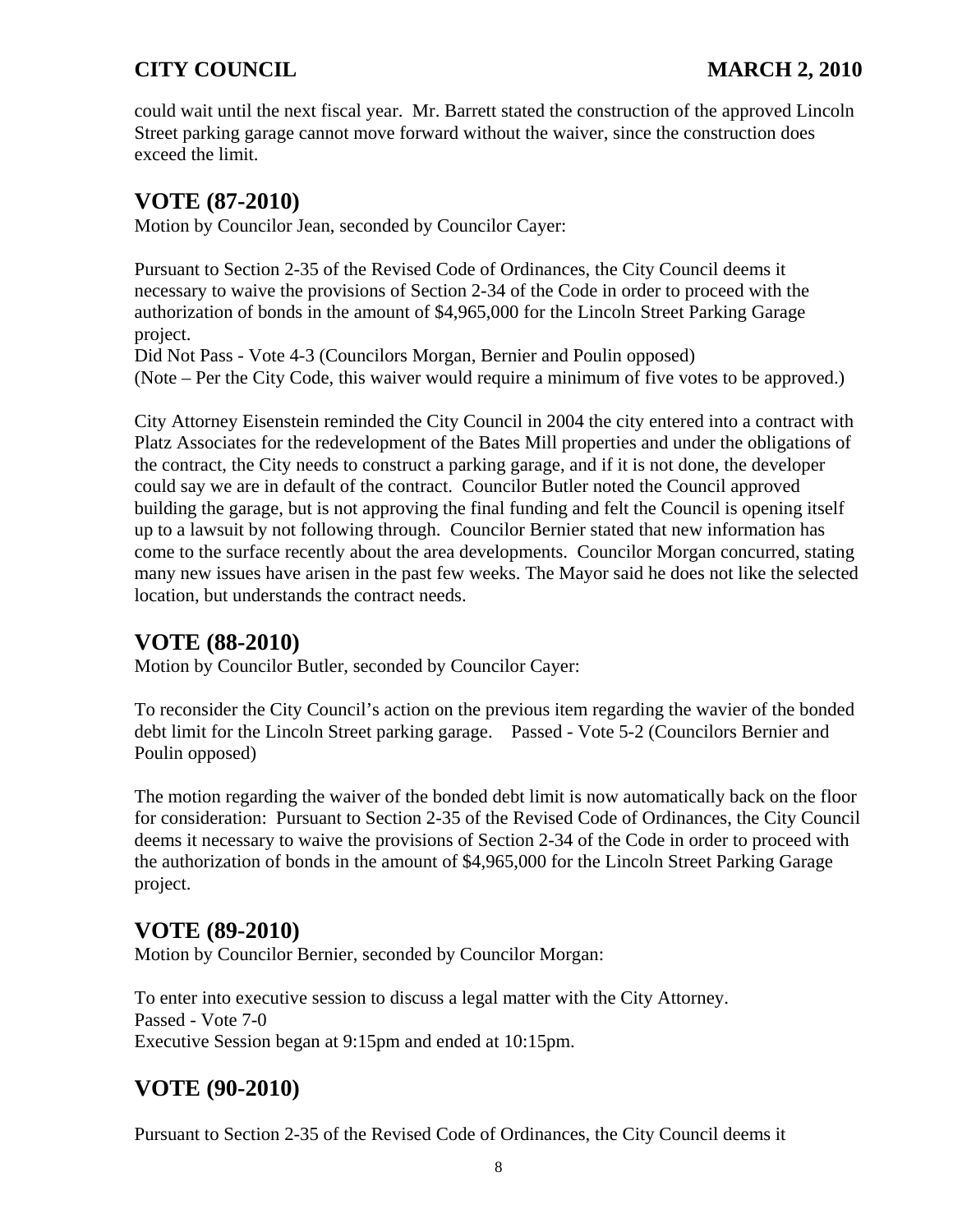could wait until the next fiscal year. Mr. Barrett stated the construction of the approved Lincoln Street parking garage cannot move forward without the waiver, since the construction does exceed the limit.

## VOTE (87-2010)

Motion by Councilor Jean, seconded by Councilor Cayer:

Pursuant to Section 2-35 of the Revised Code of Ordinances, the City Council deems it necessary to waive the provisions of Section 2-34 of the Code in order to proceed with the authorization of bonds in the amount of $4,965,000 for the Lincoln Street Parking Garage project.
Did Not Pass - Vote 4-3 (Councilors Morgan, Bernier and Poulin opposed)
(Note – Per the City Code, this waiver would require a minimum of five votes to be approved.)

City Attorney Eisenstein reminded the City Council in 2004 the city entered into a contract with Platz Associates for the redevelopment of the Bates Mill properties and under the obligations of the contract, the City needs to construct a parking garage, and if it is not done, the developer could say we are in default of the contract. Councilor Butler noted the Council approved building the garage, but is not approving the final funding and felt the Council is opening itself up to a lawsuit by not following through. Councilor Bernier stated that new information has come to the surface recently about the area developments. Councilor Morgan concurred, stating many new issues have arisen in the past few weeks. The Mayor said he does not like the selected location, but understands the contract needs.

## VOTE (88-2010)

Motion by Councilor Butler, seconded by Councilor Cayer:

To reconsider the City Council's action on the previous item regarding the wavier of the bonded debt limit for the Lincoln Street parking garage. Passed - Vote 5-2 (Councilors Bernier and Poulin opposed)

The motion regarding the waiver of the bonded debt limit is now automatically back on the floor for consideration: Pursuant to Section 2-35 of the Revised Code of Ordinances, the City Council deems it necessary to waive the provisions of Section 2-34 of the Code in order to proceed with the authorization of bonds in the amount of $4,965,000 for the Lincoln Street Parking Garage project.

## VOTE (89-2010)

Motion by Councilor Bernier, seconded by Councilor Morgan:

To enter into executive session to discuss a legal matter with the City Attorney.
Passed - Vote 7-0
Executive Session began at 9:15pm and ended at 10:15pm.

## VOTE (90-2010)

Pursuant to Section 2-35 of the Revised Code of Ordinances, the City Council deems it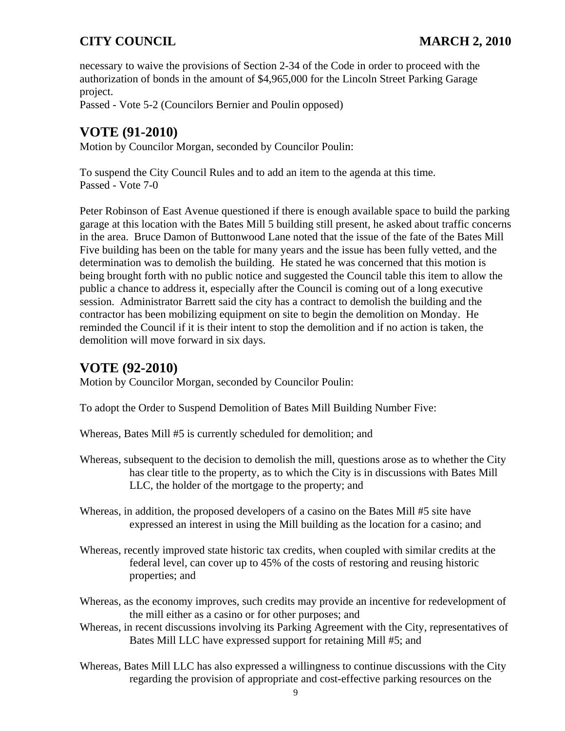necessary to waive the provisions of Section 2-34 of the Code in order to proceed with the authorization of bonds in the amount of $4,965,000 for the Lincoln Street Parking Garage project.
Passed - Vote 5-2 (Councilors Bernier and Poulin opposed)

## VOTE (91-2010)

Motion by Councilor Morgan, seconded by Councilor Poulin:

To suspend the City Council Rules and to add an item to the agenda at this time.
Passed - Vote 7-0

Peter Robinson of East Avenue questioned if there is enough available space to build the parking garage at this location with the Bates Mill 5 building still present, he asked about traffic concerns in the area. Bruce Damon of Buttonwood Lane noted that the issue of the fate of the Bates Mill Five building has been on the table for many years and the issue has been fully vetted, and the determination was to demolish the building. He stated he was concerned that this motion is being brought forth with no public notice and suggested the Council table this item to allow the public a chance to address it, especially after the Council is coming out of a long executive session. Administrator Barrett said the city has a contract to demolish the building and the contractor has been mobilizing equipment on site to begin the demolition on Monday. He reminded the Council if it is their intent to stop the demolition and if no action is taken, the demolition will move forward in six days.

## VOTE (92-2010)

Motion by Councilor Morgan, seconded by Councilor Poulin:

To adopt the Order to Suspend Demolition of Bates Mill Building Number Five:

Whereas, Bates Mill #5 is currently scheduled for demolition; and

Whereas, subsequent to the decision to demolish the mill, questions arose as to whether the City has clear title to the property, as to which the City is in discussions with Bates Mill LLC, the holder of the mortgage to the property; and

Whereas, in addition, the proposed developers of a casino on the Bates Mill #5 site have expressed an interest in using the Mill building as the location for a casino; and

Whereas, recently improved state historic tax credits, when coupled with similar credits at the federal level, can cover up to 45% of the costs of restoring and reusing historic properties; and

Whereas, as the economy improves, such credits may provide an incentive for redevelopment of the mill either as a casino or for other purposes; and

Whereas, in recent discussions involving its Parking Agreement with the City, representatives of Bates Mill LLC have expressed support for retaining Mill #5; and

Whereas, Bates Mill LLC has also expressed a willingness to continue discussions with the City regarding the provision of appropriate and cost-effective parking resources on the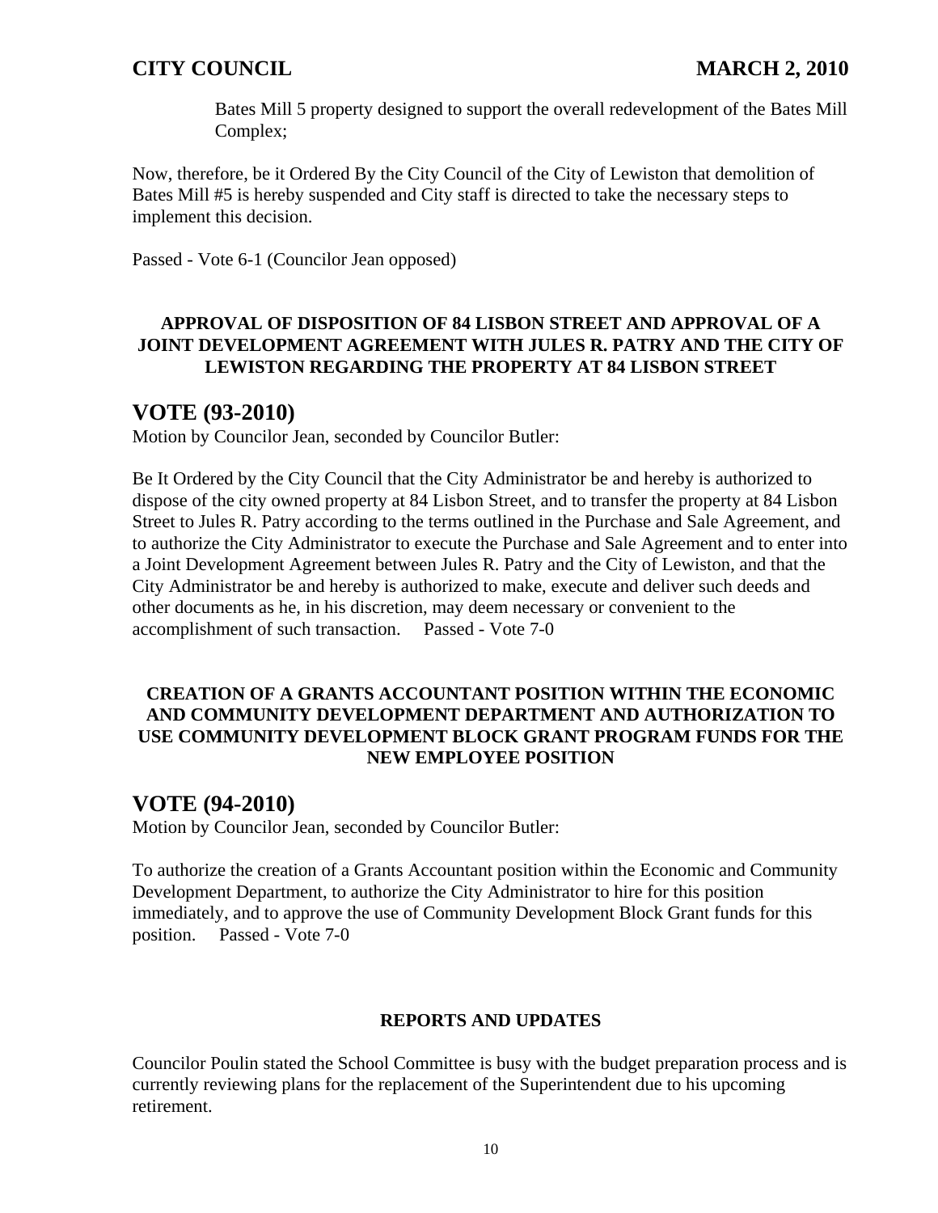Bates Mill 5 property designed to support the overall redevelopment of the Bates Mill Complex;

Now, therefore, be it Ordered By the City Council of the City of Lewiston that demolition of Bates Mill #5 is hereby suspended and City staff is directed to take the necessary steps to implement this decision.

Passed - Vote 6-1 (Councilor Jean opposed)

**APPROVAL OF DISPOSITION OF 84 LISBON STREET AND APPROVAL OF A JOINT DEVELOPMENT AGREEMENT WITH JULES R. PATRY AND THE CITY OF LEWISTON REGARDING THE PROPERTY AT 84 LISBON STREET**

## VOTE (93-2010)

Motion by Councilor Jean, seconded by Councilor Butler:

Be It Ordered by the City Council that the City Administrator be and hereby is authorized to dispose of the city owned property at 84 Lisbon Street, and to transfer the property at 84 Lisbon Street to Jules R. Patry according to the terms outlined in the Purchase and Sale Agreement, and to authorize the City Administrator to execute the Purchase and Sale Agreement and to enter into a Joint Development Agreement between Jules R. Patry and the City of Lewiston, and that the City Administrator be and hereby is authorized to make, execute and deliver such deeds and other documents as he, in his discretion, may deem necessary or convenient to the accomplishment of such transaction. Passed - Vote 7-0

**CREATION OF A GRANTS ACCOUNTANT POSITION WITHIN THE ECONOMIC AND COMMUNITY DEVELOPMENT DEPARTMENT AND AUTHORIZATION TO USE COMMUNITY DEVELOPMENT BLOCK GRANT PROGRAM FUNDS FOR THE NEW EMPLOYEE POSITION**

## VOTE (94-2010)

Motion by Councilor Jean, seconded by Councilor Butler:

To authorize the creation of a Grants Accountant position within the Economic and Community Development Department, to authorize the City Administrator to hire for this position immediately, and to approve the use of Community Development Block Grant funds for this position. Passed - Vote 7-0

**REPORTS AND UPDATES**

Councilor Poulin stated the School Committee is busy with the budget preparation process and is currently reviewing plans for the replacement of the Superintendent due to his upcoming retirement.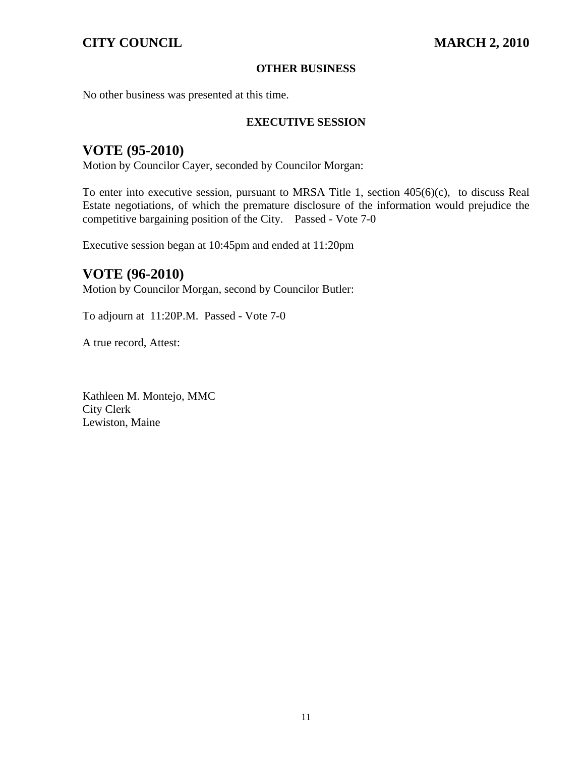**OTHER BUSINESS**

No other business was presented at this time.

**EXECUTIVE SESSION**

## VOTE (95-2010)

Motion by Councilor Cayer, seconded by Councilor Morgan:

To enter into executive session, pursuant to MRSA Title 1, section 405(6)(c), to discuss Real Estate negotiations, of which the premature disclosure of the information would prejudice the competitive bargaining position of the City. Passed - Vote 7-0

Executive session began at 10:45pm and ended at 11:20pm

## VOTE (96-2010)

Motion by Councilor Morgan, second by Councilor Butler:

To adjourn at 11:20P.M. Passed - Vote 7-0

A true record, Attest:

Kathleen M. Montejo, MMC
City Clerk
Lewiston, Maine